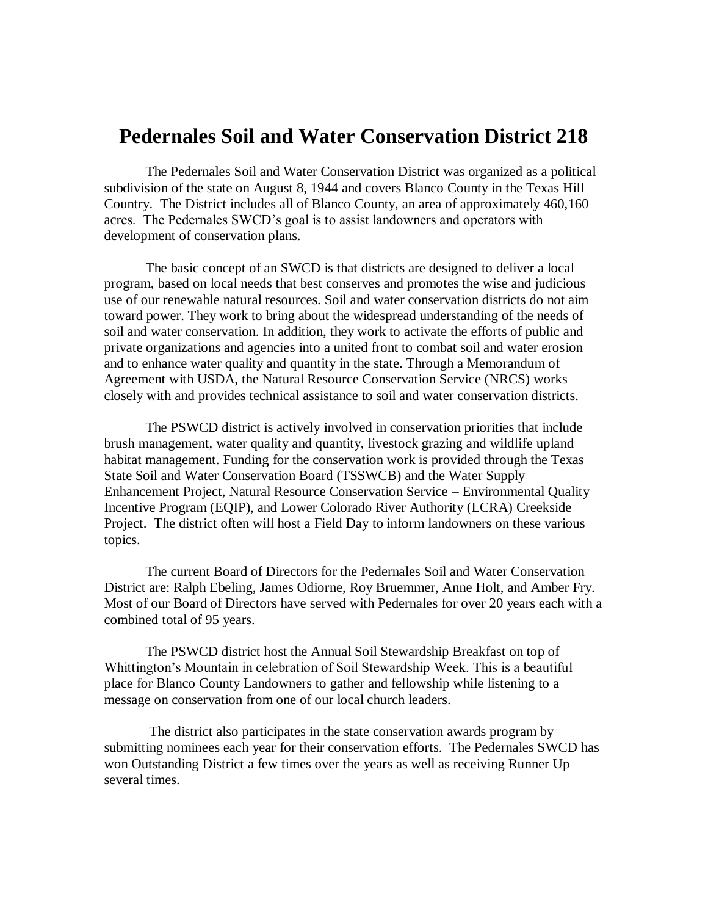# Pedernales Soil and Water Conservation District 218

The Pedernales Soil and Water Conservation District was organized as a political subdivision of the state on August 8, 1944 and covers Blanco County in the Texas Hill Country. The District includes all of Blanco County, an area of approximately 460,160 acres. The Pedernales SWCD's goal is to assist landowners and operators with development of conservation plans.

The basic concept of an SWCD is that districts are designed to deliver a local program, based on local needs that best conserves and promotes the wise and judicious use of our renewable natural resources. Soil and water conservation districts do not aim toward power. They work to bring about the widespread understanding of the needs of soil and water conservation. In addition, they work to activate the efforts of public and private organizations and agencies into a united front to combat soil and water erosion and to enhance water quality and quantity in the state. Through a Memorandum of Agreement with USDA, the Natural Resource Conservation Service (NRCS) works closely with and provides technical assistance to soil and water conservation districts.

The PSWCD district is actively involved in conservation priorities that include brush management, water quality and quantity, livestock grazing and wildlife upland habitat management. Funding for the conservation work is provided through the Texas State Soil and Water Conservation Board (TSSWCB) and the Water Supply Enhancement Project, Natural Resource Conservation Service – Environmental Quality Incentive Program (EQIP), and Lower Colorado River Authority (LCRA) Creekside Project. The district often will host a Field Day to inform landowners on these various topics.

The current Board of Directors for the Pedernales Soil and Water Conservation District are: Ralph Ebeling, James Odiorne, Roy Bruemmer, Anne Holt, and Amber Fry. Most of our Board of Directors have served with Pedernales for over 20 years each with a combined total of 95 years.

The PSWCD district host the Annual Soil Stewardship Breakfast on top of Whittington's Mountain in celebration of Soil Stewardship Week. This is a beautiful place for Blanco County Landowners to gather and fellowship while listening to a message on conservation from one of our local church leaders.

The district also participates in the state conservation awards program by submitting nominees each year for their conservation efforts. The Pedernales SWCD has won Outstanding District a few times over the years as well as receiving Runner Up several times.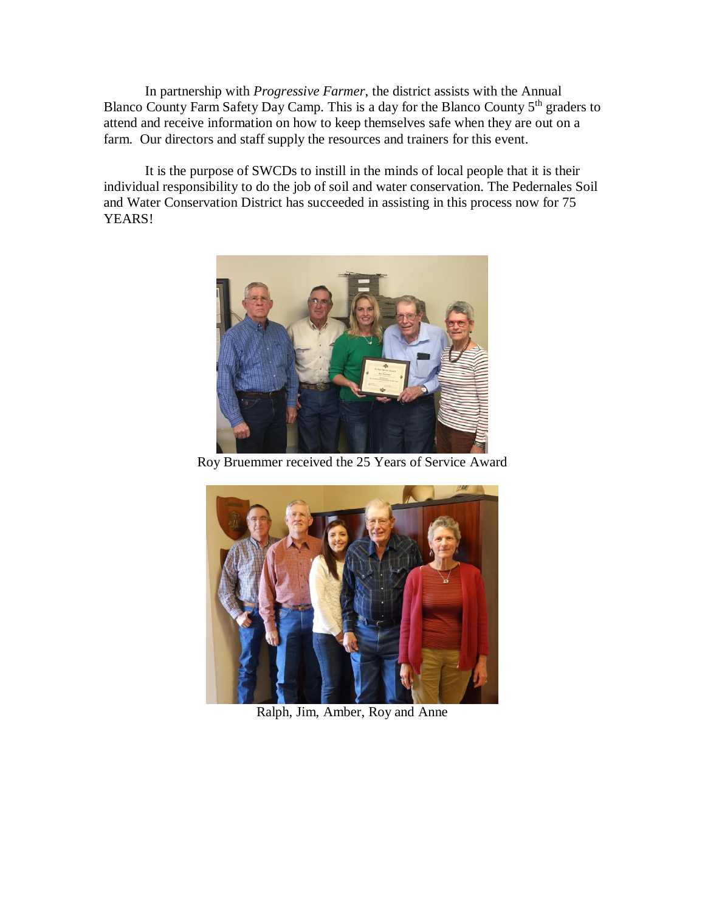In partnership with *Progressive Farmer*, the district assists with the Annual Blanco County Farm Safety Day Camp. This is a day for the Blanco County 5th graders to attend and receive information on how to keep themselves safe when they are out on a farm. Our directors and staff supply the resources and trainers for this event.

It is the purpose of SWCDs to instill in the minds of local people that it is their individual responsibility to do the job of soil and water conservation. The Pedernales Soil and Water Conservation District has succeeded in assisting in this process now for 75 YEARS!

Roy Bruemmer received the 25 Years of Service Award

Ralph, Jim, Amber, Roy and Anne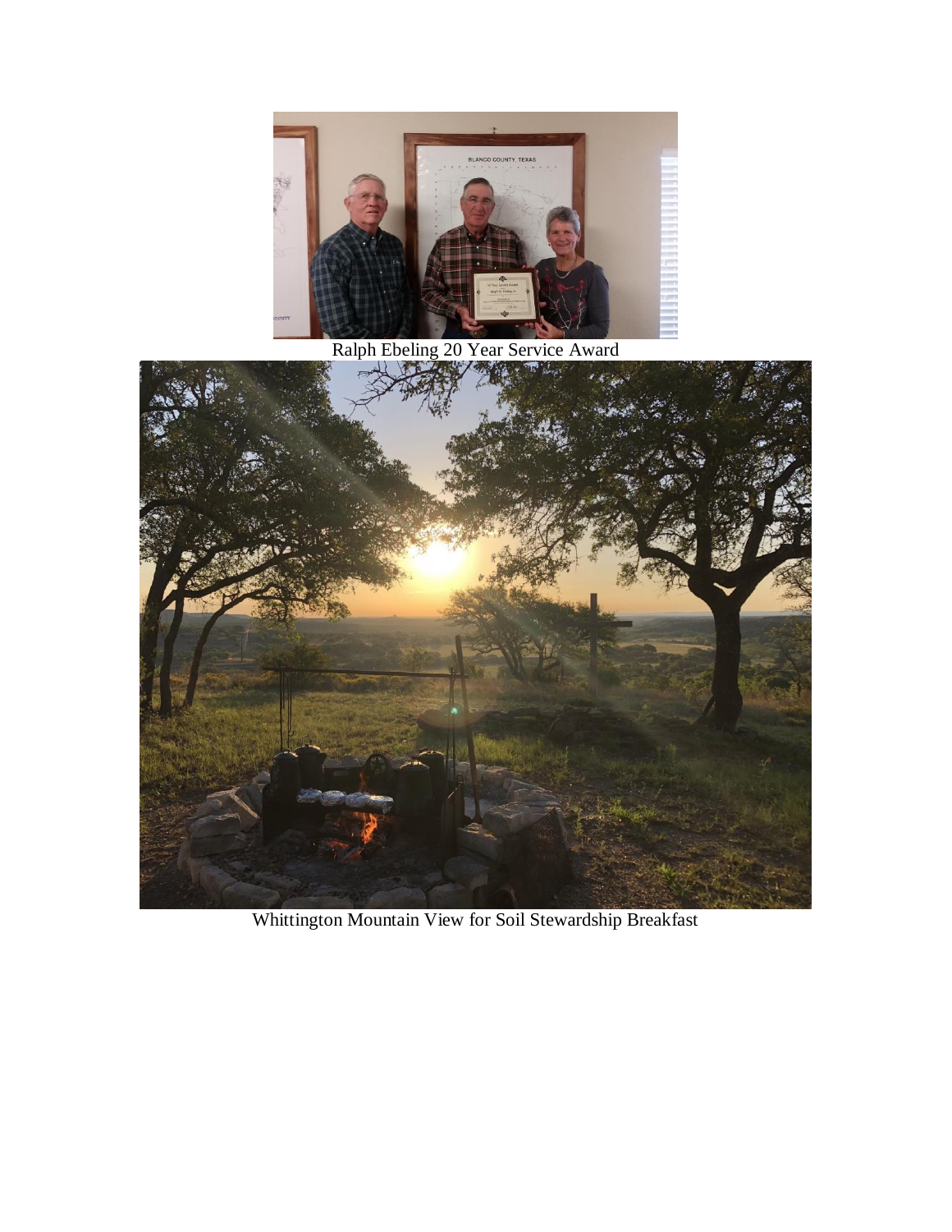Ralph Ebeling 20 Year Service Award

Whittington Mountain View for Soil Stewardship Breakfast